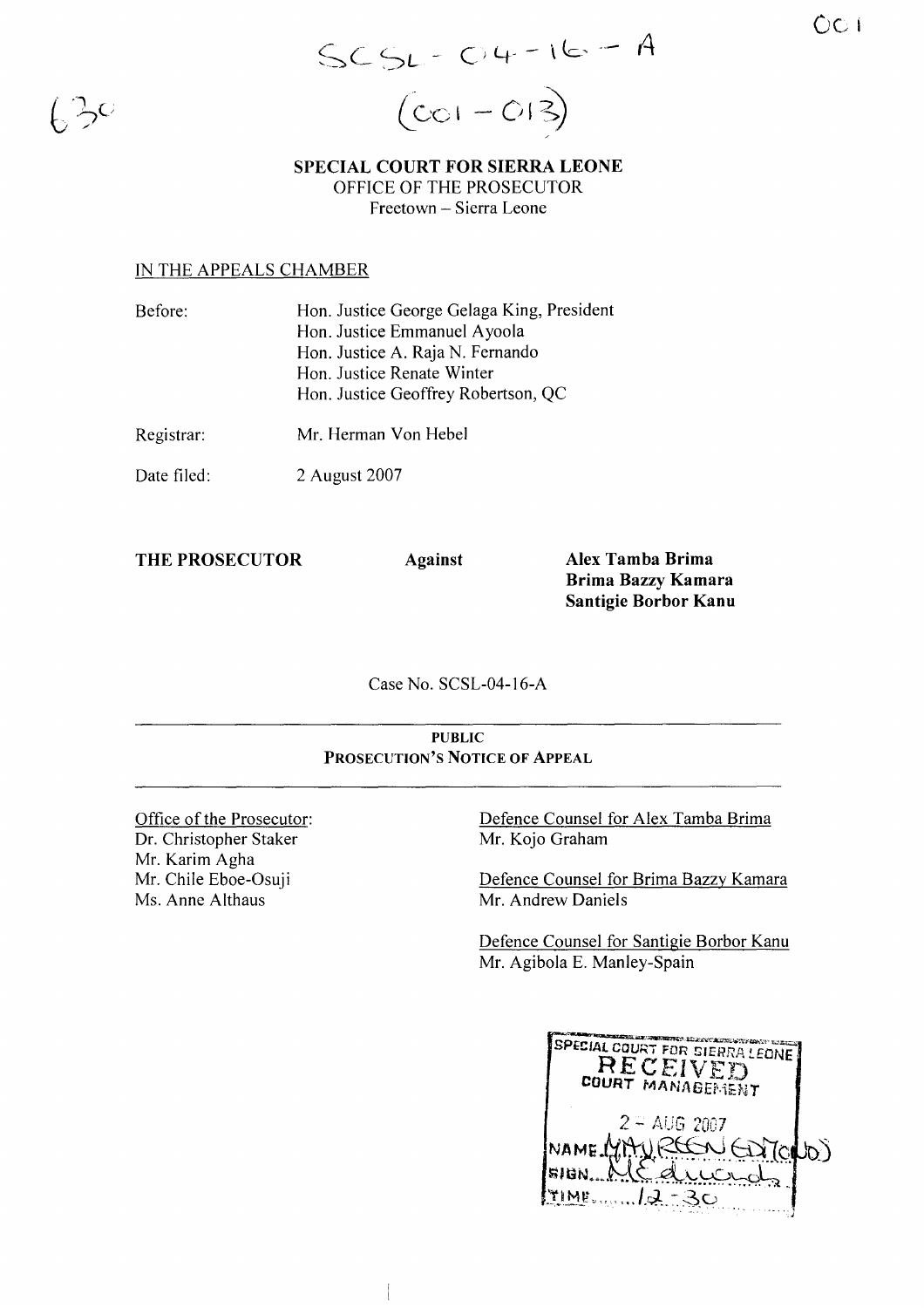SCSL - 04 - 16 - A

(001 - 013)

**SPECIAL COURT FOR SIERRA LEONE**
OFFICE OF THE PROSECUTOR
Freetown – Sierra Leone

IN THE APPEALS CHAMBER

| | |
|---|---|
| Before: | Hon. Justice George Gelaga King, President<br>Hon. Justice Emmanuel Ayoola<br>Hon. Justice A. Raja N. Fernando<br>Hon. Justice Renate Winter<br>Hon. Justice Geoffrey Robertson, QC |
| Registrar: | Mr. Herman Von Hebel |
| Date filed: | 2 August 2007 |

**THE PROSECUTOR** **Against** **Alex Tamba Brima**
**Brima Bazzy Kamara**
**Santigie Borbor Kanu**

Case No. SCSL-04-16-A

---

**PUBLIC**
**PROSECUTION'S NOTICE OF APPEAL**

---

Office of the Prosecutor:
Dr. Christopher Staker
Mr. Karim Agha
Mr. Chile Eboe-Osuji
Ms. Anne Althaus

Defence Counsel for Alex Tamba Brima
Mr. Kojo Graham

Defence Counsel for Brima Bazzy Kamara
Mr. Andrew Daniels

Defence Counsel for Santigie Borbor Kanu
Mr. Agibola E. Manley-Spain

SPECIAL COURT FOR SIERRA LEONE
RECEIVED
COURT MANAGEMENT
2 - AUG 2007
NAME MAUREEN EDMONDS
SIGN M Edmonds
TIME 12:30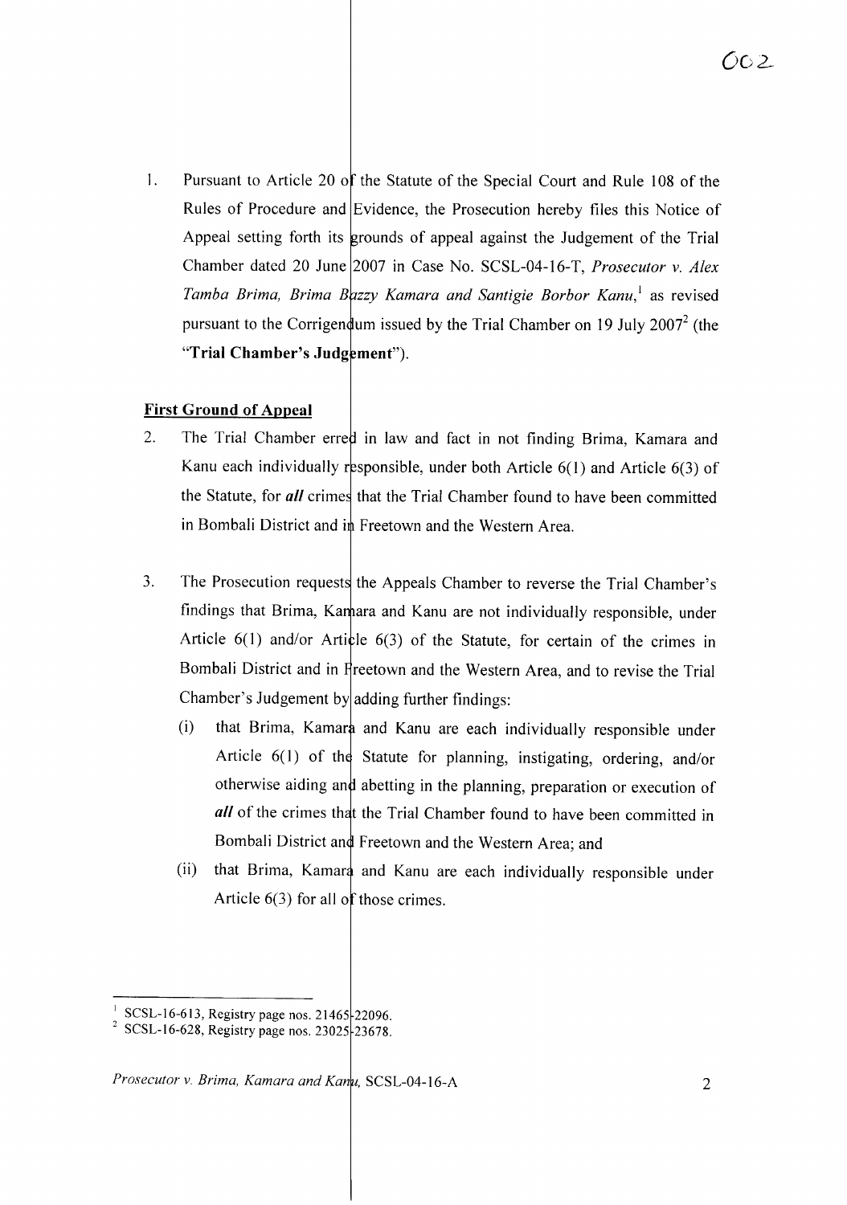1. Pursuant to Article 20 of the Statute of the Special Court and Rule 108 of the Rules of Procedure and Evidence, the Prosecution hereby files this Notice of Appeal setting forth its grounds of appeal against the Judgement of the Trial Chamber dated 20 June 2007 in Case No. SCSL-04-16-T, *Prosecutor v. Alex Tamba Brima, Brima Bazzy Kamara and Santigie Borbor Kanu*,[1] as revised pursuant to the Corrigendum issued by the Trial Chamber on 19 July 2007[2] (the "**Trial Chamber's Judgement**").

**First Ground of Appeal**

2. The Trial Chamber erred in law and fact in not finding Brima, Kamara and Kanu each individually responsible, under both Article 6(1) and Article 6(3) of the Statute, for ***all*** crimes that the Trial Chamber found to have been committed in Bombali District and in Freetown and the Western Area.

3. The Prosecution requests the Appeals Chamber to reverse the Trial Chamber's findings that Brima, Kamara and Kanu are not individually responsible, under Article 6(1) and/or Article 6(3) of the Statute, for certain of the crimes in Bombali District and in Freetown and the Western Area, and to revise the Trial Chamber's Judgement by adding further findings:

   (i) that Brima, Kamara and Kanu are each individually responsible under Article 6(1) of the Statute for planning, instigating, ordering, and/or otherwise aiding and abetting in the planning, preparation or execution of ***all*** of the crimes that the Trial Chamber found to have been committed in Bombali District and Freetown and the Western Area; and

   (ii) that Brima, Kamara and Kanu are each individually responsible under Article 6(3) for all of those crimes.

---

[1] SCSL-16-613, Registry page nos. 21465-22096.

[2] SCSL-16-628, Registry page nos. 23025-23678.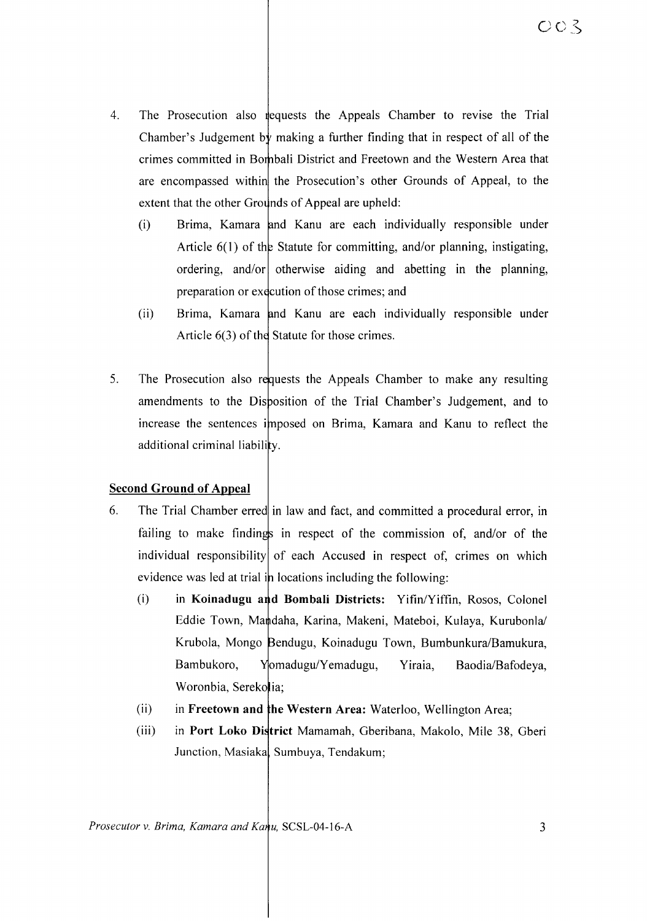4. The Prosecution also requests the Appeals Chamber to revise the Trial Chamber's Judgement by making a further finding that in respect of all of the crimes committed in Bombali District and Freetown and the Western Area that are encompassed within the Prosecution's other Grounds of Appeal, to the extent that the other Grounds of Appeal are upheld:

   (i) Brima, Kamara and Kanu are each individually responsible under Article 6(1) of the Statute for committing, and/or planning, instigating, ordering, and/or otherwise aiding and abetting in the planning, preparation or execution of those crimes; and

   (ii) Brima, Kamara and Kanu are each individually responsible under Article 6(3) of the Statute for those crimes.

5. The Prosecution also requests the Appeals Chamber to make any resulting amendments to the Disposition of the Trial Chamber's Judgement, and to increase the sentences imposed on Brima, Kamara and Kanu to reflect the additional criminal liability.

**Second Ground of Appeal**

6. The Trial Chamber erred in law and fact, and committed a procedural error, in failing to make findings in respect of the commission of, and/or of the individual responsibility of each Accused in respect of, crimes on which evidence was led at trial in locations including the following:

   (i) in **Koinadugu and Bombali Districts:** Yifin/Yiffin, Rosos, Colonel Eddie Town, Mandaha, Karina, Makeni, Mateboi, Kulaya, Kurubonla/Krubola, Mongo Bendugu, Koinadugu Town, Bumbunkura/Bamukura, Bambukoro, Yomadugu/Yemadugu, Yiraia, Baodia/Bafodeya, Woronbia, Serekolia;

   (ii) in **Freetown and the Western Area:** Waterloo, Wellington Area;

   (iii) in **Port Loko District** Mamamah, Gberibana, Makolo, Mile 38, Gberi Junction, Masiaka, Sumbuya, Tendakum;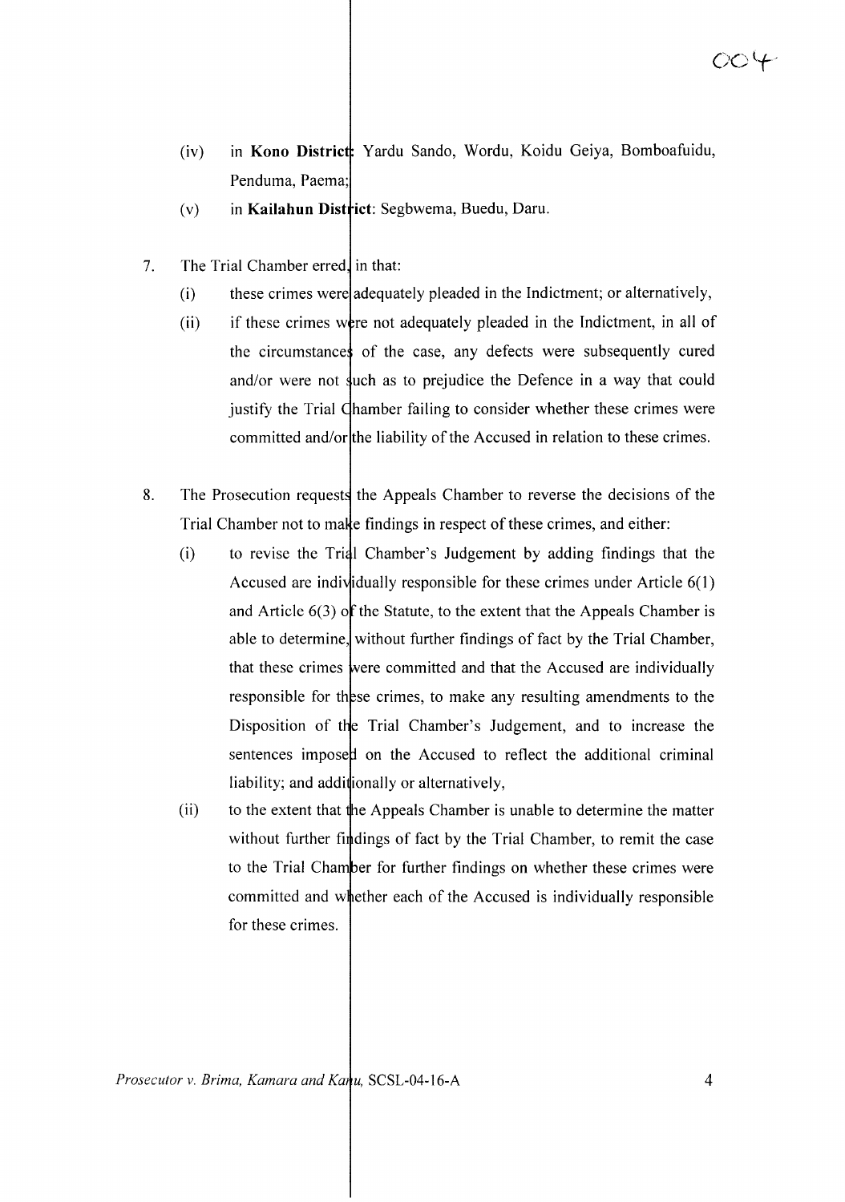(iv) in **Kono District**: Yardu Sando, Wordu, Koidu Geiya, Bomboafuidu, Penduma, Paema;

(v) in **Kailahun District**: Segbwema, Buedu, Daru.

7. The Trial Chamber erred, in that:

   (i) these crimes were adequately pleaded in the Indictment; or alternatively,

   (ii) if these crimes were not adequately pleaded in the Indictment, in all of the circumstances of the case, any defects were subsequently cured and/or were not such as to prejudice the Defence in a way that could justify the Trial Chamber failing to consider whether these crimes were committed and/or the liability of the Accused in relation to these crimes.

8. The Prosecution requests the Appeals Chamber to reverse the decisions of the Trial Chamber not to make findings in respect of these crimes, and either:

   (i) to revise the Trial Chamber's Judgement by adding findings that the Accused are individually responsible for these crimes under Article 6(1) and Article 6(3) of the Statute, to the extent that the Appeals Chamber is able to determine, without further findings of fact by the Trial Chamber, that these crimes were committed and that the Accused are individually responsible for these crimes, to make any resulting amendments to the Disposition of the Trial Chamber's Judgement, and to increase the sentences imposed on the Accused to reflect the additional criminal liability; and additionally or alternatively,

   (ii) to the extent that the Appeals Chamber is unable to determine the matter without further findings of fact by the Trial Chamber, to remit the case to the Trial Chamber for further findings on whether these crimes were committed and whether each of the Accused is individually responsible for these crimes.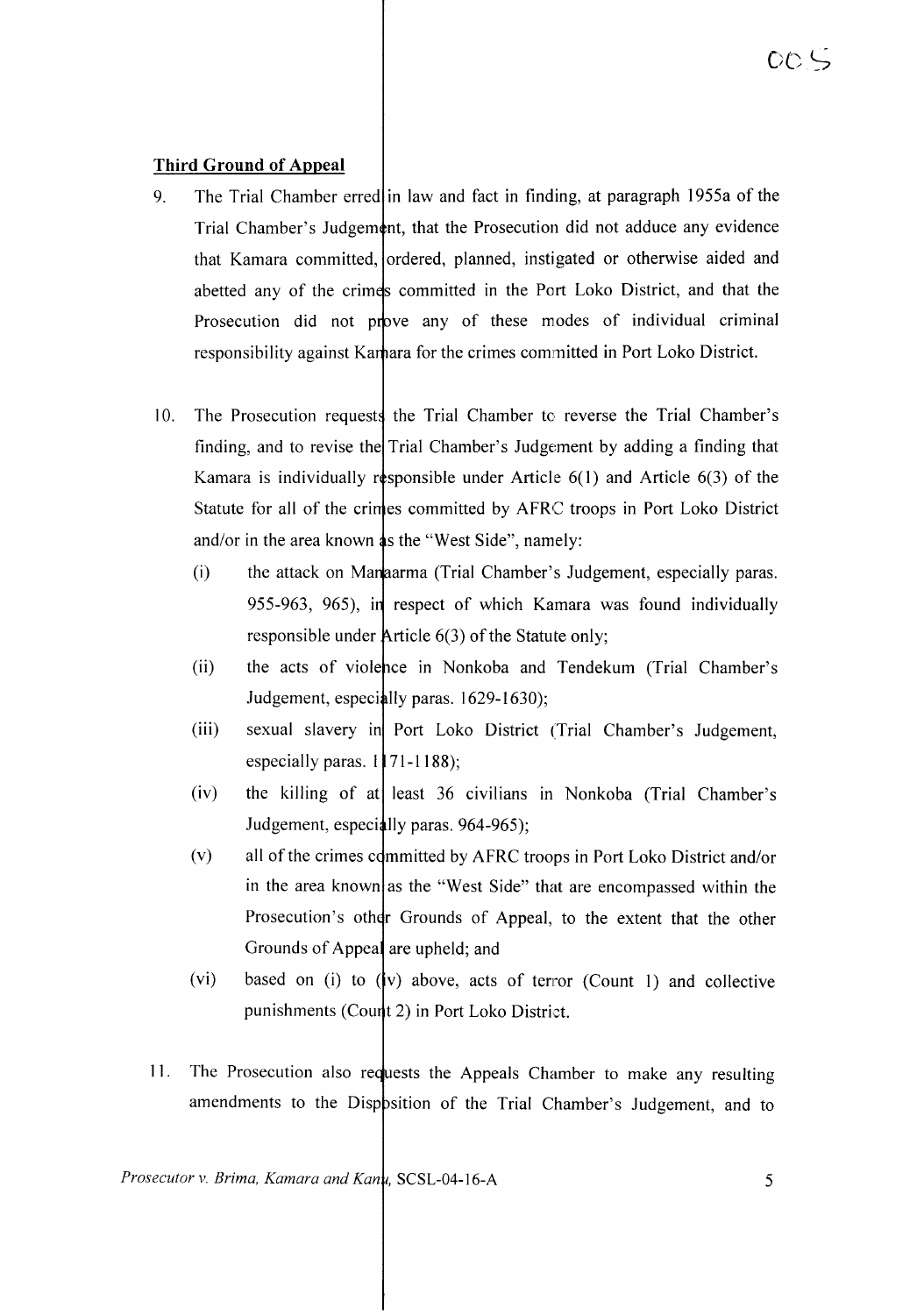## Third Ground of Appeal

9. The Trial Chamber erred in law and fact in finding, at paragraph 1955a of the Trial Chamber's Judgement, that the Prosecution did not adduce any evidence that Kamara committed, ordered, planned, instigated or otherwise aided and abetted any of the crimes committed in the Port Loko District, and that the Prosecution did not prove any of these modes of individual criminal responsibility against Kamara for the crimes committed in Port Loko District.

10. The Prosecution requests the Trial Chamber to reverse the Trial Chamber's finding, and to revise the Trial Chamber's Judgement by adding a finding that Kamara is individually responsible under Article 6(1) and Article 6(3) of the Statute for all of the crimes committed by AFRC troops in Port Loko District and/or in the area known as the "West Side", namely:

    (i) the attack on Manaarma (Trial Chamber's Judgement, especially paras. 955-963, 965), in respect of which Kamara was found individually responsible under Article 6(3) of the Statute only;

    (ii) the acts of violence in Nonkoba and Tendekum (Trial Chamber's Judgement, especially paras. 1629-1630);

    (iii) sexual slavery in Port Loko District (Trial Chamber's Judgement, especially paras. 1171-1188);

    (iv) the killing of at least 36 civilians in Nonkoba (Trial Chamber's Judgement, especially paras. 964-965);

    (v) all of the crimes committed by AFRC troops in Port Loko District and/or in the area known as the "West Side" that are encompassed within the Prosecution's other Grounds of Appeal, to the extent that the other Grounds of Appeal are upheld; and

    (vi) based on (i) to (iv) above, acts of terror (Count 1) and collective punishments (Count 2) in Port Loko District.

11. The Prosecution also requests the Appeals Chamber to make any resulting amendments to the Disposition of the Trial Chamber's Judgement, and to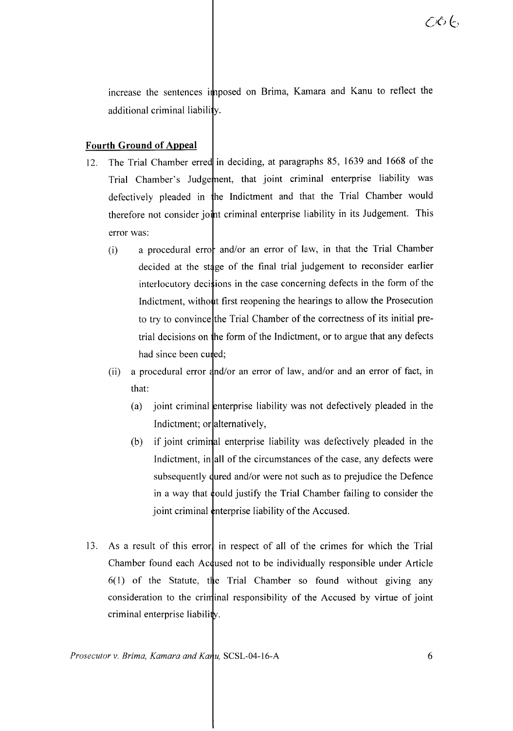increase the sentences imposed on Brima, Kamara and Kanu to reflect the additional criminal liability.

**Fourth Ground of Appeal**

12. The Trial Chamber erred in deciding, at paragraphs 85, 1639 and 1668 of the Trial Chamber's Judgement, that joint criminal enterprise liability was defectively pleaded in the Indictment and that the Trial Chamber would therefore not consider joint criminal enterprise liability in its Judgement. This error was:

    (i) a procedural error and/or an error of law, in that the Trial Chamber decided at the stage of the final trial judgement to reconsider earlier interlocutory decisions in the case concerning defects in the form of the Indictment, without first reopening the hearings to allow the Prosecution to try to convince the Trial Chamber of the correctness of its initial pre-trial decisions on the form of the Indictment, or to argue that any defects had since been cured;

    (ii) a procedural error and/or an error of law, and/or and an error of fact, in that:

        (a) joint criminal enterprise liability was not defectively pleaded in the Indictment; or alternatively,

        (b) if joint criminal enterprise liability was defectively pleaded in the Indictment, in all of the circumstances of the case, any defects were subsequently cured and/or were not such as to prejudice the Defence in a way that could justify the Trial Chamber failing to consider the joint criminal enterprise liability of the Accused.

13. As a result of this error, in respect of all of the crimes for which the Trial Chamber found each Accused not to be individually responsible under Article 6(1) of the Statute, the Trial Chamber so found without giving any consideration to the criminal responsibility of the Accused by virtue of joint criminal enterprise liability.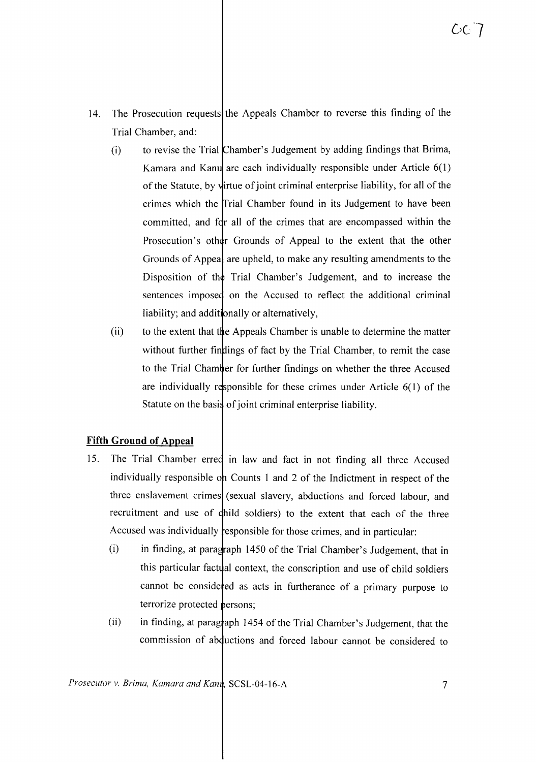14. The Prosecution requests the Appeals Chamber to reverse this finding of the Trial Chamber, and:

    (i) to revise the Trial Chamber's Judgement by adding findings that Brima, Kamara and Kanu are each individually responsible under Article 6(1) of the Statute, by virtue of joint criminal enterprise liability, for all of the crimes which the Trial Chamber found in its Judgement to have been committed, and for all of the crimes that are encompassed within the Prosecution's other Grounds of Appeal to the extent that the other Grounds of Appeal are upheld, to make any resulting amendments to the Disposition of the Trial Chamber's Judgement, and to increase the sentences imposed on the Accused to reflect the additional criminal liability; and additionally or alternatively,

    (ii) to the extent that the Appeals Chamber is unable to determine the matter without further findings of fact by the Trial Chamber, to remit the case to the Trial Chamber for further findings on whether the three Accused are individually responsible for these crimes under Article 6(1) of the Statute on the basis of joint criminal enterprise liability.

## Fifth Ground of Appeal

15. The Trial Chamber erred in law and fact in not finding all three Accused individually responsible on Counts 1 and 2 of the Indictment in respect of the three enslavement crimes (sexual slavery, abductions and forced labour, and recruitment and use of child soldiers) to the extent that each of the three Accused was individually responsible for those crimes, and in particular:

    (i) in finding, at paragraph 1450 of the Trial Chamber's Judgement, that in this particular factual context, the conscription and use of child soldiers cannot be considered as acts in furtherance of a primary purpose to terrorize protected persons;

    (ii) in finding, at paragraph 1454 of the Trial Chamber's Judgement, that the commission of abductions and forced labour cannot be considered to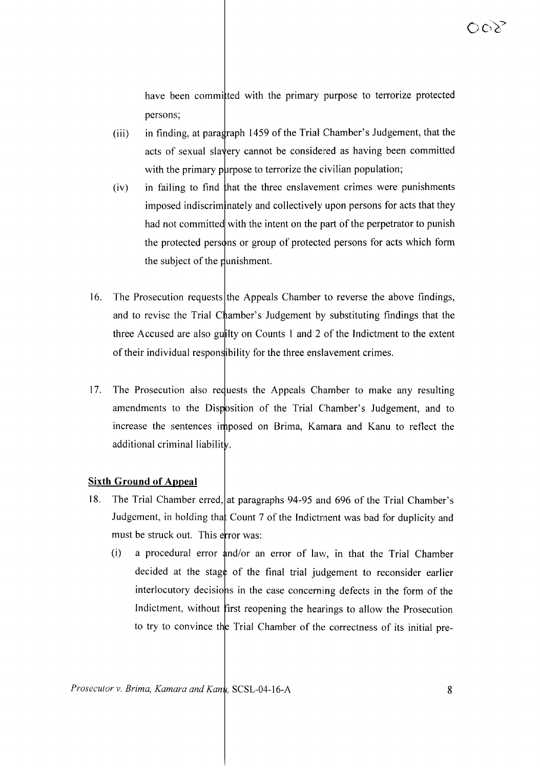have been committed with the primary purpose to terrorize protected persons;

(iii) in finding, at paragraph 1459 of the Trial Chamber's Judgement, that the acts of sexual slavery cannot be considered as having been committed with the primary purpose to terrorize the civilian population;

(iv) in failing to find that the three enslavement crimes were punishments imposed indiscriminately and collectively upon persons for acts that they had not committed with the intent on the part of the perpetrator to punish the protected persons or group of protected persons for acts which form the subject of the punishment.

16. The Prosecution requests the Appeals Chamber to reverse the above findings, and to revise the Trial Chamber's Judgement by substituting findings that the three Accused are also guilty on Counts 1 and 2 of the Indictment to the extent of their individual responsibility for the three enslavement crimes.

17. The Prosecution also requests the Appeals Chamber to make any resulting amendments to the Disposition of the Trial Chamber's Judgement, and to increase the sentences imposed on Brima, Kamara and Kanu to reflect the additional criminal liability.

**Sixth Ground of Appeal**

18. The Trial Chamber erred, at paragraphs 94-95 and 696 of the Trial Chamber's Judgement, in holding that Count 7 of the Indictment was bad for duplicity and must be struck out. This error was:

(i) a procedural error and/or an error of law, in that the Trial Chamber decided at the stage of the final trial judgement to reconsider earlier interlocutory decisions in the case concerning defects in the form of the Indictment, without first reopening the hearings to allow the Prosecution to try to convince the Trial Chamber of the correctness of its initial pre-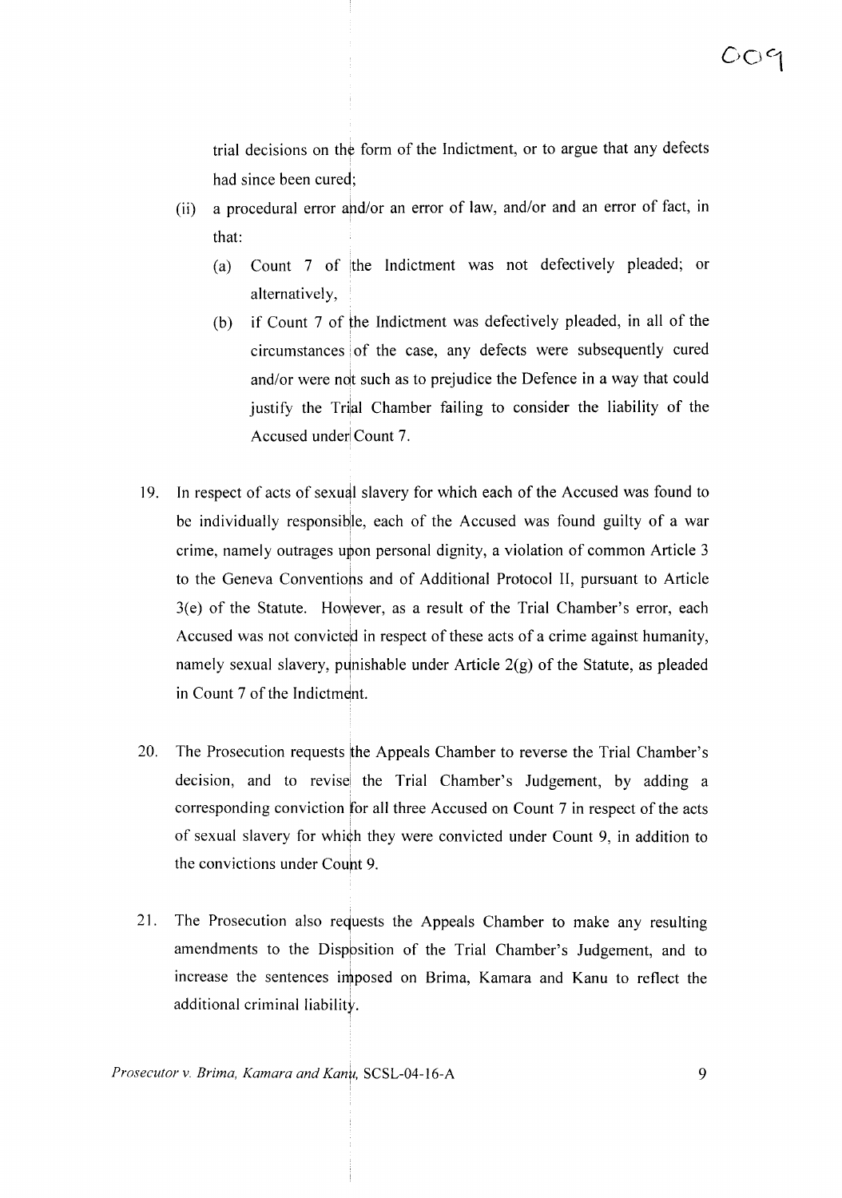trial decisions on the form of the Indictment, or to argue that any defects had since been cured;

(ii) a procedural error and/or an error of law, and/or and an error of fact, in that:

   (a) Count 7 of the Indictment was not defectively pleaded; or alternatively,

   (b) if Count 7 of the Indictment was defectively pleaded, in all of the circumstances of the case, any defects were subsequently cured and/or were not such as to prejudice the Defence in a way that could justify the Trial Chamber failing to consider the liability of the Accused under Count 7.

19. In respect of acts of sexual slavery for which each of the Accused was found to be individually responsible, each of the Accused was found guilty of a war crime, namely outrages upon personal dignity, a violation of common Article 3 to the Geneva Conventions and of Additional Protocol II, pursuant to Article 3(e) of the Statute. However, as a result of the Trial Chamber's error, each Accused was not convicted in respect of these acts of a crime against humanity, namely sexual slavery, punishable under Article 2(g) of the Statute, as pleaded in Count 7 of the Indictment.

20. The Prosecution requests the Appeals Chamber to reverse the Trial Chamber's decision, and to revise the Trial Chamber's Judgement, by adding a corresponding conviction for all three Accused on Count 7 in respect of the acts of sexual slavery for which they were convicted under Count 9, in addition to the convictions under Count 9.

21. The Prosecution also requests the Appeals Chamber to make any resulting amendments to the Disposition of the Trial Chamber's Judgement, and to increase the sentences imposed on Brima, Kamara and Kanu to reflect the additional criminal liability.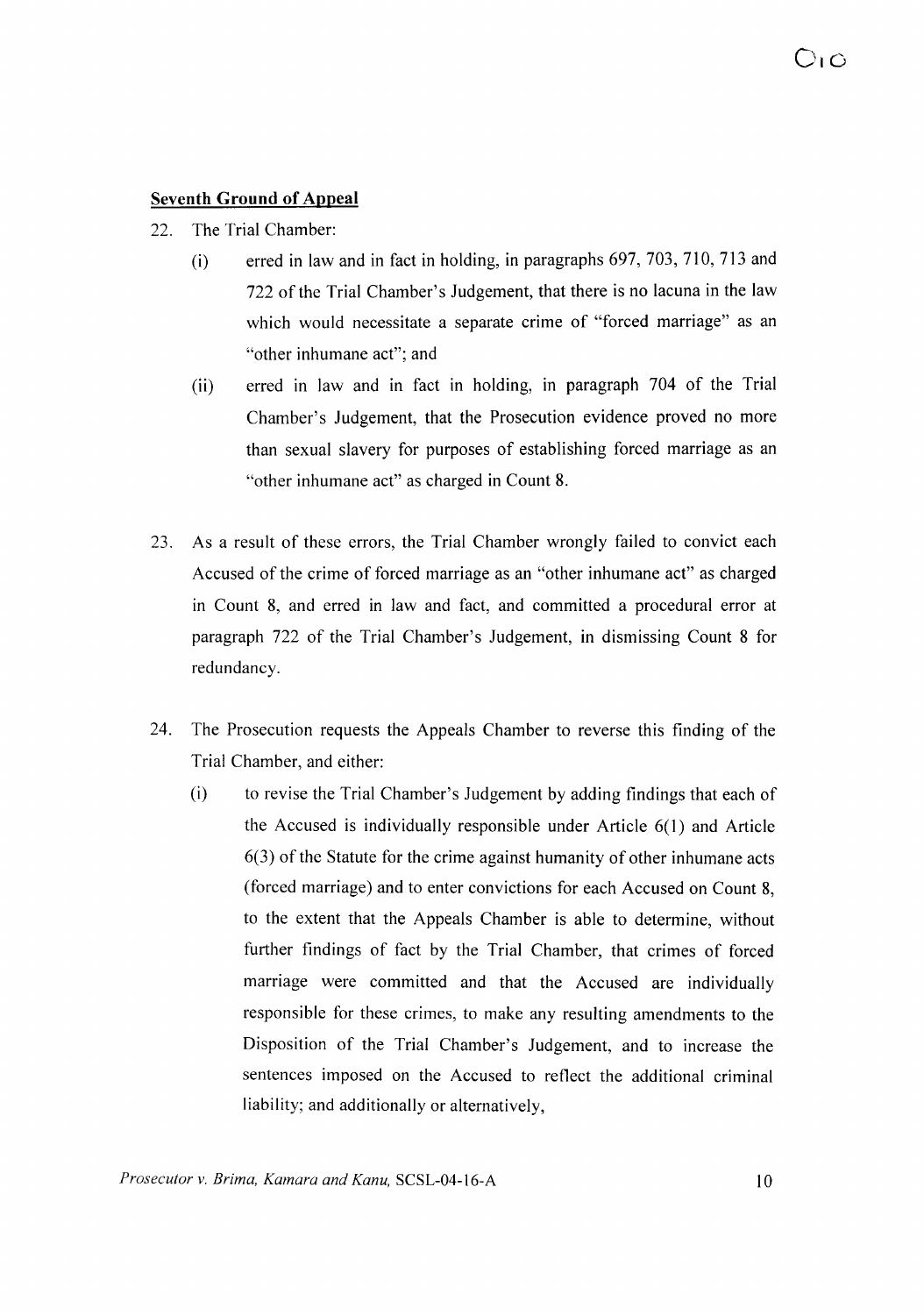**Seventh Ground of Appeal**

22. The Trial Chamber:

    (i) erred in law and in fact in holding, in paragraphs 697, 703, 710, 713 and 722 of the Trial Chamber's Judgement, that there is no lacuna in the law which would necessitate a separate crime of "forced marriage" as an "other inhumane act"; and

    (ii) erred in law and in fact in holding, in paragraph 704 of the Trial Chamber's Judgement, that the Prosecution evidence proved no more than sexual slavery for purposes of establishing forced marriage as an "other inhumane act" as charged in Count 8.

23. As a result of these errors, the Trial Chamber wrongly failed to convict each Accused of the crime of forced marriage as an "other inhumane act" as charged in Count 8, and erred in law and fact, and committed a procedural error at paragraph 722 of the Trial Chamber's Judgement, in dismissing Count 8 for redundancy.

24. The Prosecution requests the Appeals Chamber to reverse this finding of the Trial Chamber, and either:

    (i) to revise the Trial Chamber's Judgement by adding findings that each of the Accused is individually responsible under Article 6(1) and Article 6(3) of the Statute for the crime against humanity of other inhumane acts (forced marriage) and to enter convictions for each Accused on Count 8, to the extent that the Appeals Chamber is able to determine, without further findings of fact by the Trial Chamber, that crimes of forced marriage were committed and that the Accused are individually responsible for these crimes, to make any resulting amendments to the Disposition of the Trial Chamber's Judgement, and to increase the sentences imposed on the Accused to reflect the additional criminal liability; and additionally or alternatively,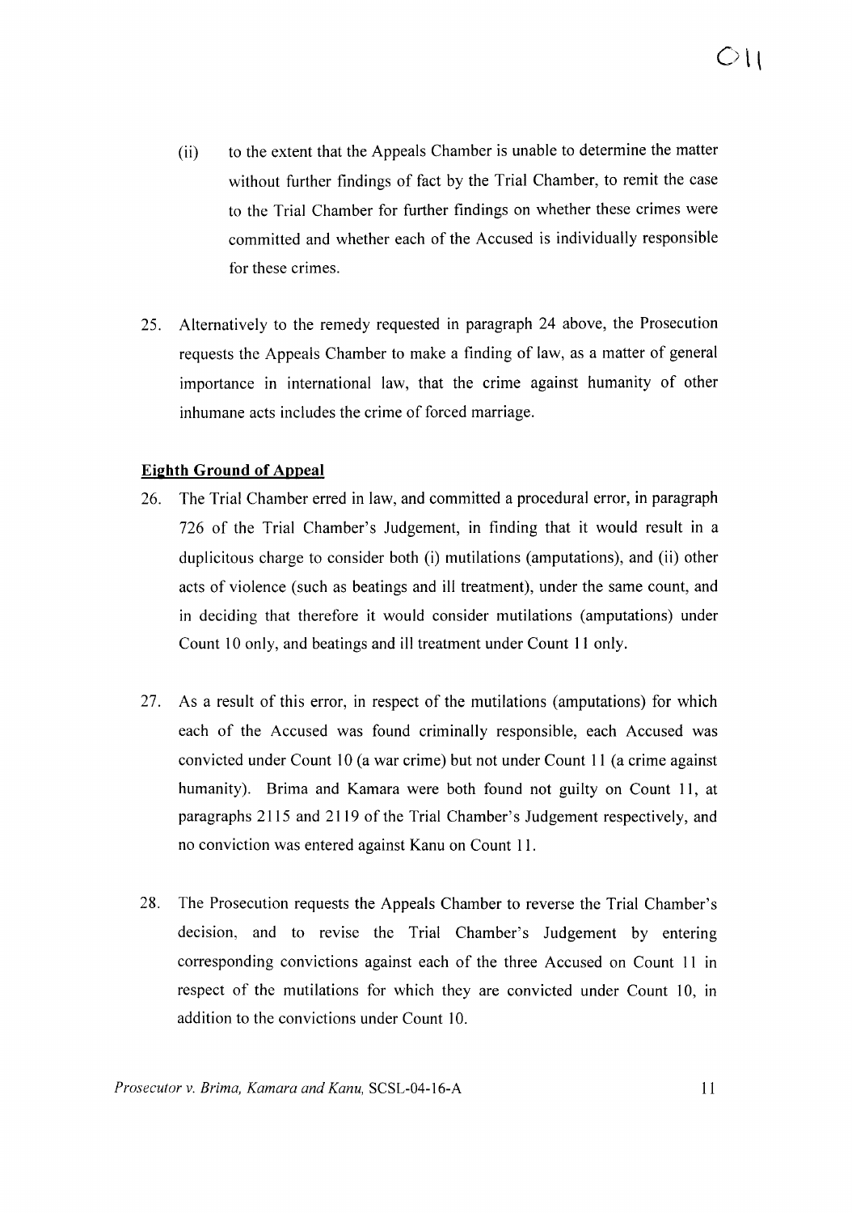(ii) to the extent that the Appeals Chamber is unable to determine the matter without further findings of fact by the Trial Chamber, to remit the case to the Trial Chamber for further findings on whether these crimes were committed and whether each of the Accused is individually responsible for these crimes.

25. Alternatively to the remedy requested in paragraph 24 above, the Prosecution requests the Appeals Chamber to make a finding of law, as a matter of general importance in international law, that the crime against humanity of other inhumane acts includes the crime of forced marriage.

**Eighth Ground of Appeal**

26. The Trial Chamber erred in law, and committed a procedural error, in paragraph 726 of the Trial Chamber's Judgement, in finding that it would result in a duplicitous charge to consider both (i) mutilations (amputations), and (ii) other acts of violence (such as beatings and ill treatment), under the same count, and in deciding that therefore it would consider mutilations (amputations) under Count 10 only, and beatings and ill treatment under Count 11 only.

27. As a result of this error, in respect of the mutilations (amputations) for which each of the Accused was found criminally responsible, each Accused was convicted under Count 10 (a war crime) but not under Count 11 (a crime against humanity). Brima and Kamara were both found not guilty on Count 11, at paragraphs 2115 and 2119 of the Trial Chamber's Judgement respectively, and no conviction was entered against Kanu on Count 11.

28. The Prosecution requests the Appeals Chamber to reverse the Trial Chamber's decision, and to revise the Trial Chamber's Judgement by entering corresponding convictions against each of the three Accused on Count 11 in respect of the mutilations for which they are convicted under Count 10, in addition to the convictions under Count 10.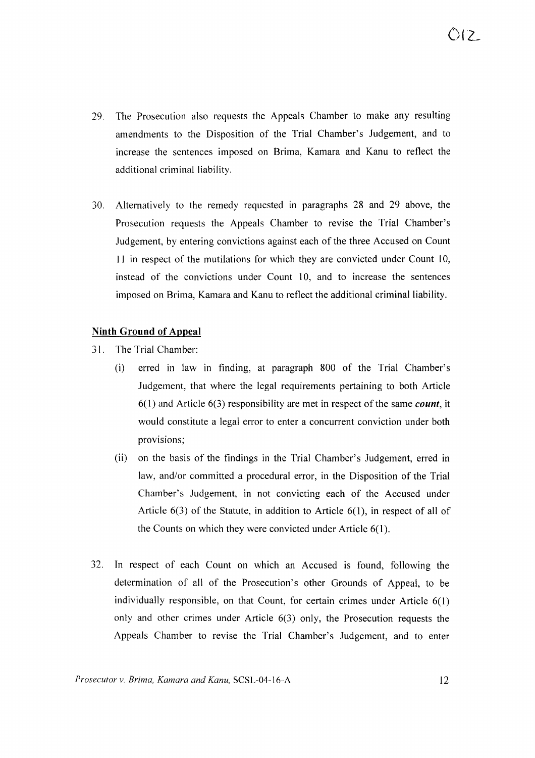29. The Prosecution also requests the Appeals Chamber to make any resulting amendments to the Disposition of the Trial Chamber's Judgement, and to increase the sentences imposed on Brima, Kamara and Kanu to reflect the additional criminal liability.

30. Alternatively to the remedy requested in paragraphs 28 and 29 above, the Prosecution requests the Appeals Chamber to revise the Trial Chamber's Judgement, by entering convictions against each of the three Accused on Count 11 in respect of the mutilations for which they are convicted under Count 10, instead of the convictions under Count 10, and to increase the sentences imposed on Brima, Kamara and Kanu to reflect the additional criminal liability.

**Ninth Ground of Appeal**

31. The Trial Chamber:
    (i) erred in law in finding, at paragraph 800 of the Trial Chamber's Judgement, that where the legal requirements pertaining to both Article 6(1) and Article 6(3) responsibility are met in respect of the same ***count***, it would constitute a legal error to enter a concurrent conviction under both provisions;
    (ii) on the basis of the findings in the Trial Chamber's Judgement, erred in law, and/or committed a procedural error, in the Disposition of the Trial Chamber's Judgement, in not convicting each of the Accused under Article 6(3) of the Statute, in addition to Article 6(1), in respect of all of the Counts on which they were convicted under Article 6(1).

32. In respect of each Count on which an Accused is found, following the determination of all of the Prosecution's other Grounds of Appeal, to be individually responsible, on that Count, for certain crimes under Article 6(1) only and other crimes under Article 6(3) only, the Prosecution requests the Appeals Chamber to revise the Trial Chamber's Judgement, and to enter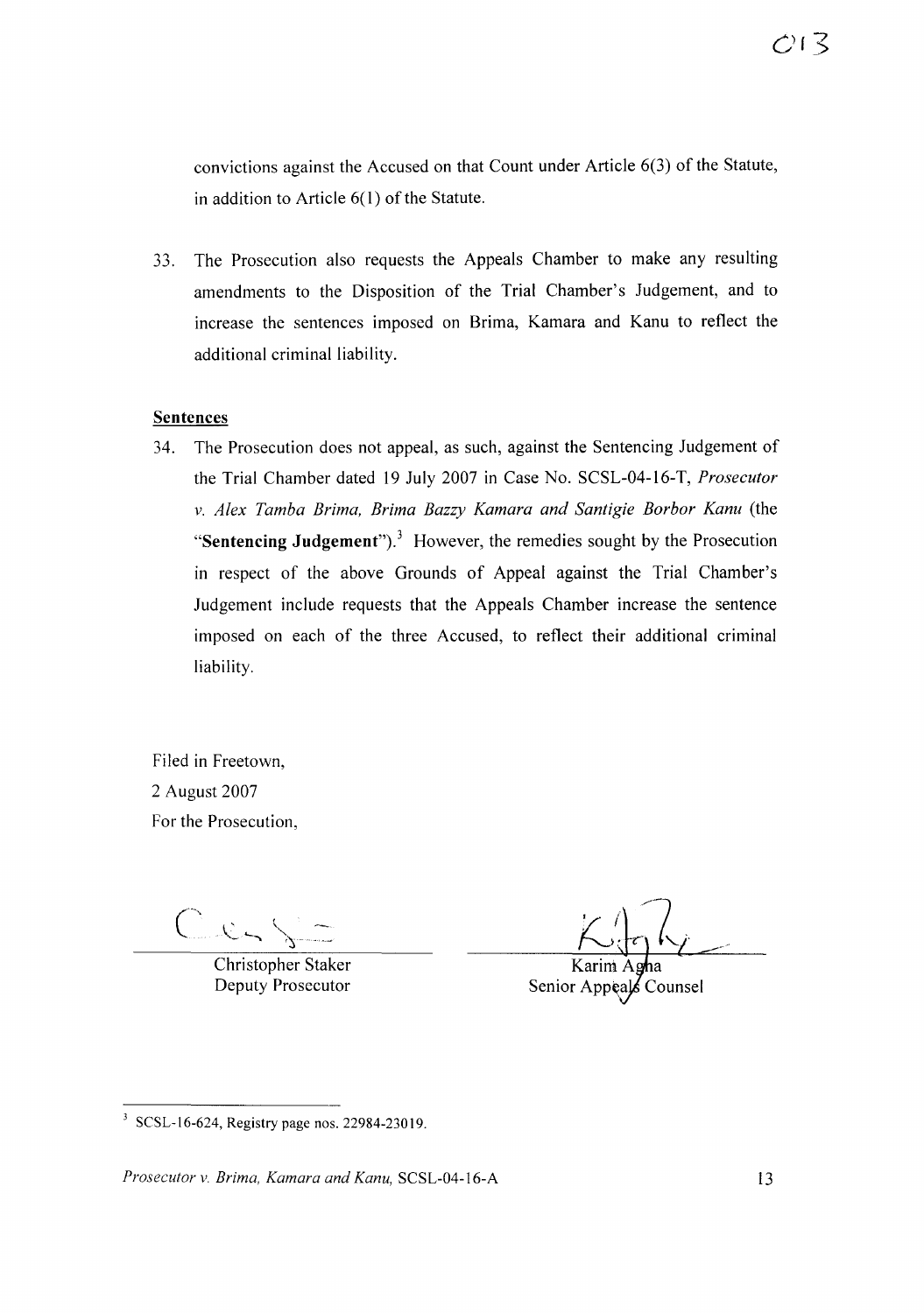convictions against the Accused on that Count under Article 6(3) of the Statute, in addition to Article 6(1) of the Statute.

33. The Prosecution also requests the Appeals Chamber to make any resulting amendments to the Disposition of the Trial Chamber's Judgement, and to increase the sentences imposed on Brima, Kamara and Kanu to reflect the additional criminal liability.

**Sentences**

34. The Prosecution does not appeal, as such, against the Sentencing Judgement of the Trial Chamber dated 19 July 2007 in Case No. SCSL-04-16-T, *Prosecutor v. Alex Tamba Brima, Brima Bazzy Kamara and Santigie Borbor Kanu* (the "**Sentencing Judgement**").[3] However, the remedies sought by the Prosecution in respect of the above Grounds of Appeal against the Trial Chamber's Judgement include requests that the Appeals Chamber increase the sentence imposed on each of the three Accused, to reflect their additional criminal liability.

Filed in Freetown,
2 August 2007
For the Prosecution,

| | |
|---|---|
| Christopher Staker | Karim Agha |
| Deputy Prosecutor | Senior Appeals Counsel |

[3] SCSL-16-624, Registry page nos. 22984-23019.